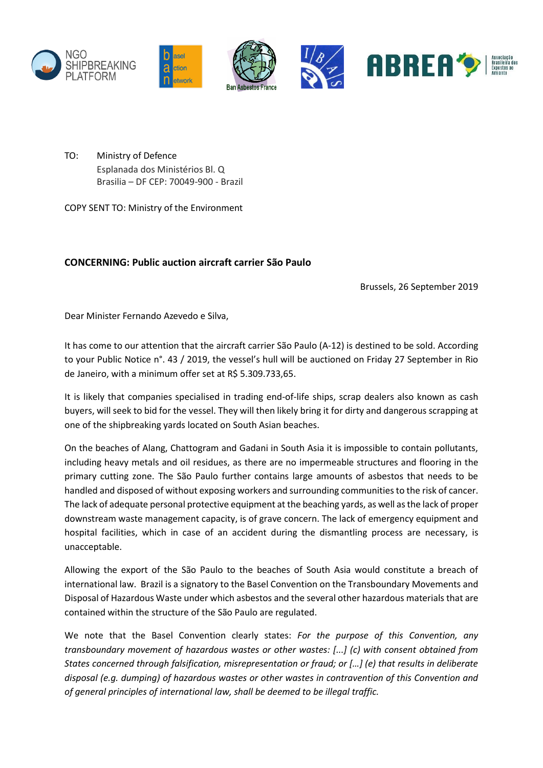NGO SHIPBREAKING PLATFORM

basel action network

Ban Asbestos France

IBAS

ABREA Associação Brasileira dos Expostos ao Amianto

TO: Ministry of Defence
Esplanada dos Ministérios Bl. Q
Brasilia – DF CEP: 70049-900 - Brazil

COPY SENT TO: Ministry of the Environment

**CONCERNING: Public auction aircraft carrier São Paulo**

Brussels, 26 September 2019

Dear Minister Fernando Azevedo e Silva,

It has come to our attention that the aircraft carrier São Paulo (A-12) is destined to be sold. According to your Public Notice n°. 43 / 2019, the vessel's hull will be auctioned on Friday 27 September in Rio de Janeiro, with a minimum offer set at R$ 5.309.733,65.

It is likely that companies specialised in trading end-of-life ships, scrap dealers also known as cash buyers, will seek to bid for the vessel. They will then likely bring it for dirty and dangerous scrapping at one of the shipbreaking yards located on South Asian beaches.

On the beaches of Alang, Chattogram and Gadani in South Asia it is impossible to contain pollutants, including heavy metals and oil residues, as there are no impermeable structures and flooring in the primary cutting zone. The São Paulo further contains large amounts of asbestos that needs to be handled and disposed of without exposing workers and surrounding communities to the risk of cancer. The lack of adequate personal protective equipment at the beaching yards, as well as the lack of proper downstream waste management capacity, is of grave concern. The lack of emergency equipment and hospital facilities, which in case of an accident during the dismantling process are necessary, is unacceptable.

Allowing the export of the São Paulo to the beaches of South Asia would constitute a breach of international law. Brazil is a signatory to the Basel Convention on the Transboundary Movements and Disposal of Hazardous Waste under which asbestos and the several other hazardous materials that are contained within the structure of the São Paulo are regulated.

We note that the Basel Convention clearly states: *For the purpose of this Convention, any transboundary movement of hazardous wastes or other wastes: [...] (c) with consent obtained from States concerned through falsification, misrepresentation or fraud; or [...] (e) that results in deliberate disposal (e.g. dumping) of hazardous wastes or other wastes in contravention of this Convention and of general principles of international law, shall be deemed to be illegal traffic.*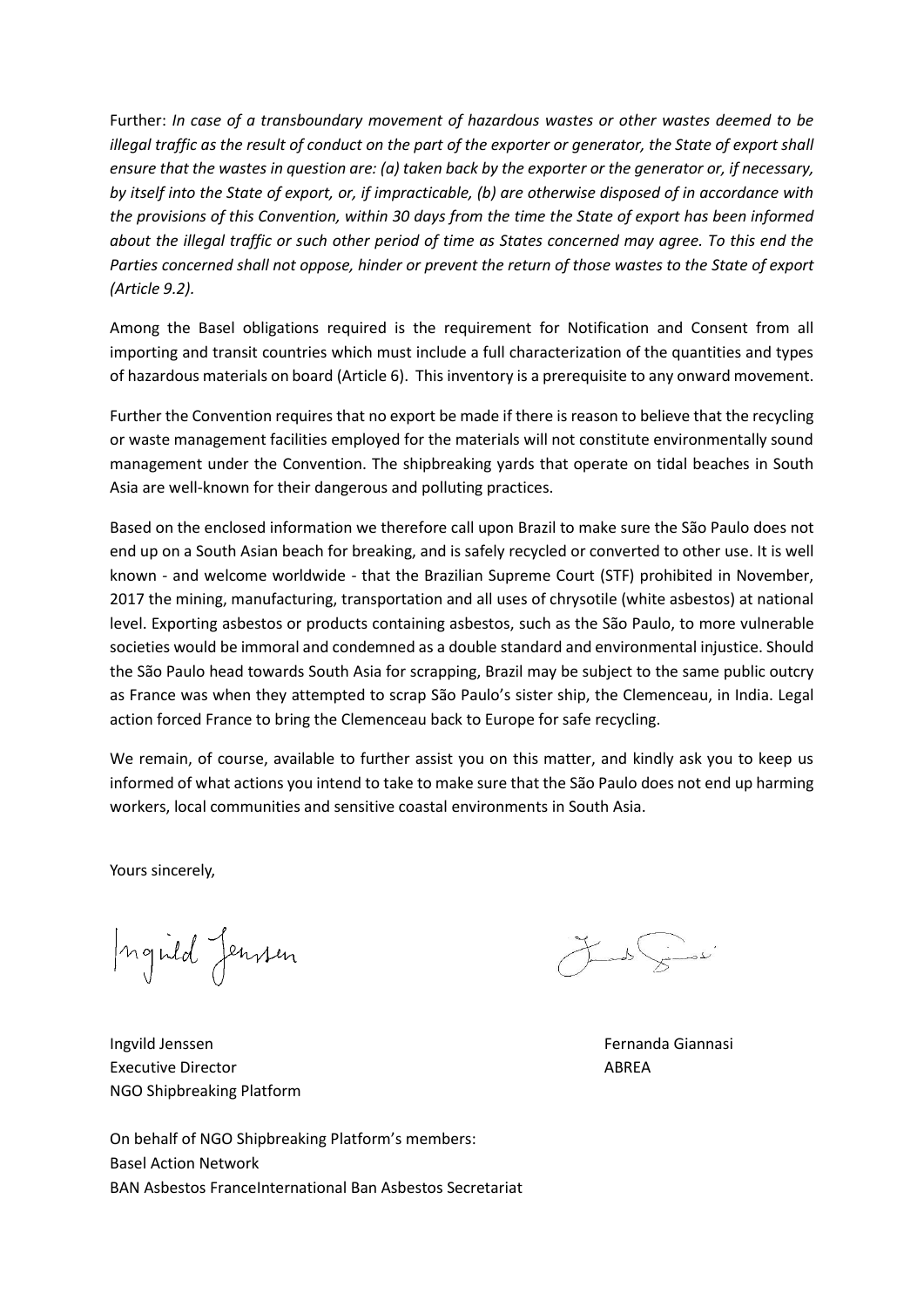Further: *In case of a transboundary movement of hazardous wastes or other wastes deemed to be illegal traffic as the result of conduct on the part of the exporter or generator, the State of export shall ensure that the wastes in question are: (a) taken back by the exporter or the generator or, if necessary, by itself into the State of export, or, if impracticable, (b) are otherwise disposed of in accordance with the provisions of this Convention, within 30 days from the time the State of export has been informed about the illegal traffic or such other period of time as States concerned may agree. To this end the Parties concerned shall not oppose, hinder or prevent the return of those wastes to the State of export (Article 9.2).*

Among the Basel obligations required is the requirement for Notification and Consent from all importing and transit countries which must include a full characterization of the quantities and types of hazardous materials on board (Article 6). This inventory is a prerequisite to any onward movement.

Further the Convention requires that no export be made if there is reason to believe that the recycling or waste management facilities employed for the materials will not constitute environmentally sound management under the Convention. The shipbreaking yards that operate on tidal beaches in South Asia are well-known for their dangerous and polluting practices.

Based on the enclosed information we therefore call upon Brazil to make sure the São Paulo does not end up on a South Asian beach for breaking, and is safely recycled or converted to other use. It is well known - and welcome worldwide - that the Brazilian Supreme Court (STF) prohibited in November, 2017 the mining, manufacturing, transportation and all uses of chrysotile (white asbestos) at national level. Exporting asbestos or products containing asbestos, such as the São Paulo, to more vulnerable societies would be immoral and condemned as a double standard and environmental injustice. Should the São Paulo head towards South Asia for scrapping, Brazil may be subject to the same public outcry as France was when they attempted to scrap São Paulo's sister ship, the Clemenceau, in India. Legal action forced France to bring the Clemenceau back to Europe for safe recycling.

We remain, of course, available to further assist you on this matter, and kindly ask you to keep us informed of what actions you intend to take to make sure that the São Paulo does not end up harming workers, local communities and sensitive coastal environments in South Asia.

Yours sincerely,

Ingvild Jenssen
Executive Director
NGO Shipbreaking Platform

Fernanda Giannasi
ABREA

On behalf of NGO Shipbreaking Platform's members:
Basel Action Network
BAN Asbestos FranceInternational Ban Asbestos Secretariat